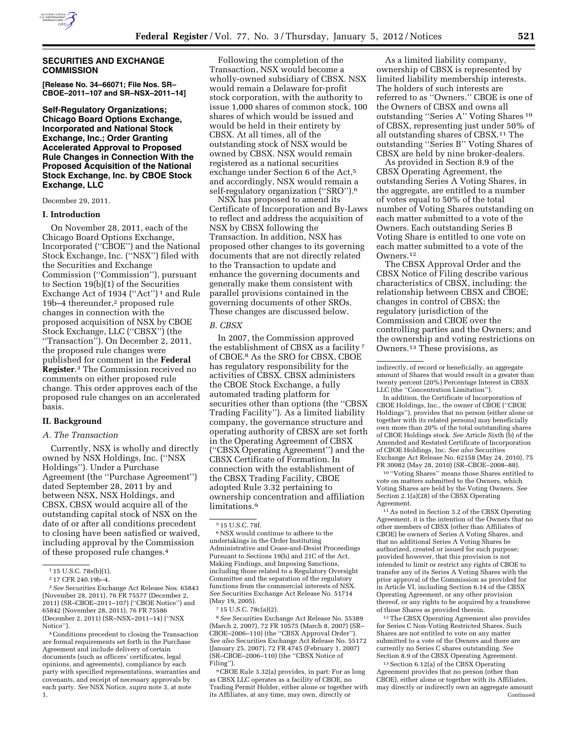## SECURITIES AND EXCHANGE COMMISSION

**[Release No. 34–66071; File Nos. SR–CBOE–2011–107 and SR–NSX–2011–14]**

# Self-Regulatory Organizations; Chicago Board Options Exchange, Incorporated and National Stock Exchange, Inc.; Order Granting Accelerated Approval to Proposed Rule Changes in Connection With the Proposed Acquisition of the National Stock Exchange, Inc. by CBOE Stock Exchange, LLC

December 29, 2011.

### I. Introduction

On November 28, 2011, each of the Chicago Board Options Exchange, Incorporated ("CBOE") and the National Stock Exchange, Inc. ("NSX") filed with the Securities and Exchange Commission ("Commission"), pursuant to Section 19(b)(1) of the Securities Exchange Act of 1934 ("Act")[1] and Rule 19b–4 thereunder,[2] proposed rule changes in connection with the proposed acquisition of NSX by CBOE Stock Exchange, LLC ("CBSX") (the "Transaction"). On December 2, 2011, the proposed rule changes were published for comment in the **Federal Register**.[3] The Commission received no comments on either proposed rule change. This order approves each of the proposed rule changes on an accelerated basis.

### II. Background

*A. The Transaction*

Currently, NSX is wholly and directly owned by NSX Holdings, Inc. ("NSX Holdings"). Under a Purchase Agreement (the "Purchase Agreement") dated September 28, 2011 by and between NSX, NSX Holdings, and CBSX, CBSX would acquire all of the outstanding capital stock of NSX on the date of or after all conditions precedent to closing have been satisfied or waived, including approval by the Commission of these proposed rule changes.[4]

Following the completion of the Transaction, NSX would become a wholly-owned subsidiary of CBSX. NSX would remain a Delaware for-profit stock corporation, with the authority to issue 1,000 shares of common stock, 100 shares of which would be issued and would be held in their entirety by CBSX. At all times, all of the outstanding stock of NSX would be owned by CBSX. NSX would remain registered as a national securities exchange under Section 6 of the Act,[5] and accordingly, NSX would remain a self-regulatory organization ("SRO").[6]

NSX has proposed to amend its Certificate of Incorporation and By-Laws to reflect and address the acquisition of NSX by CBSX following the Transaction. In addition, NSX has proposed other changes to its governing documents that are not directly related to the Transaction to update and enhance the governing documents and generally make them consistent with parallel provisions contained in the governing documents of other SROs. These changes are discussed below.

*B. CBSX*

In 2007, the Commission approved the establishment of CBSX as a facility[7] of CBOE.[8] As the SRO for CBSX, CBOE has regulatory responsibility for the activities of CBSX. CBSX administers the CBOE Stock Exchange, a fully automated trading platform for securities other than options (the "CBSX Trading Facility"). As a limited liability company, the governance structure and operating authority of CBSX are set forth in the Operating Agreement of CBSX ("CBSX Operating Agreement") and the CBSX Certificate of Formation. In connection with the establishment of the CBSX Trading Facility, CBOE adopted Rule 3.32 pertaining to ownership concentration and affiliation limitations.[9]

As a limited liability company, ownership of CBSX is represented by limited liability membership interests. The holders of such interests are referred to as "Owners." CBOE is one of the Owners of CBSX and owns all outstanding "Series A" Voting Shares[10] of CBSX, representing just under 50% of all outstanding shares of CBSX.[11] The outstanding "Series B" Voting Shares of CBSX are held by nine broker-dealers.

As provided in Section 8.9 of the CBSX Operating Agreement, the outstanding Series A Voting Shares, in the aggregate, are entitled to a number of votes equal to 50% of the total number of Voting Shares outstanding on each matter submitted to a vote of the Owners. Each outstanding Series B Voting Share is entitled to one vote on each matter submitted to a vote of the Owners.[12]

The CBSX Approval Order and the CBSX Notice of Filing describe various characteristics of CBSX, including: the relationship between CBSX and CBOE; changes in control of CBSX; the regulatory jurisdiction of the Commission and CBOE over the controlling parties and the Owners; and the ownership and voting restrictions on Owners.[13] These provisions, as

---

[1] 15 U.S.C. 78s(b)(1).

[2] 17 CFR 240.19b–4.

[3] *See* Securities Exchange Act Release Nos. 65843 (November 28, 2011), 76 FR 75577 (December 2, 2011) (SR–CBOE–2011–107) ("CBOE Notice") and 65842 (November 28, 2011), 76 FR 75586 (December 2, 2011) (SR–NSX–2011–14) ("NSX Notice").

[4] Conditions precedent to closing the Transaction are formal requirements set forth in the Purchase Agreement and include delivery of certain documents (such as officers' certificates, legal opinions, and agreements), compliance by each party with specified representations, warranties and covenants, and receipt of necessary approvals by each party. *See* NSX Notice, *supra* note 3, at note 1.

[5] 15 U.S.C. 78f.

[6] NSX would continue to adhere to the undertakings in the Order Instituting Administrative and Cease-and-Desist Proceedings Pursuant to Sections 19(h) and 21C of the Act, Making Findings, and Imposing Sanctions, including those related to a Regulatory Oversight Committee and the separation of the regulatory functions from the commercial interests of NSX. *See* Securities Exchange Act Release No. 51714 (May 19, 2005).

[7] 15 U.S.C. 78c(a)(2).

[8] *See* Securities Exchange Act Release No. 55389 (March 2, 2007), 72 FR 10575 (March 8, 2007) (SR–CBOE–2006–110) (the "CBSX Approval Order"). *See also* Securities Exchange Act Release No. 55172 (January 25, 2007), 72 FR 4745 (February 1, 2007) (SR–CBOE–2006–110) (the "CBSX Notice of Filing").

[9] CBOE Rule 3.32(a) provides, in part: For as long as CBSX LLC operates as a facility of CBOE, no Trading Permit Holder, either alone or together with its Affiliates, at any time, may own, directly or indirectly, of record or beneficially, an aggregate amount of Shares that would result in a greater than twenty percent (20%) Percentage Interest in CBSX LLC (the "Concentration Limitation").

In addition, the Certificate of Incorporation of CBOE Holdings, Inc., the owner of CBOE ("CBOE Holdings"), provides that no person (either alone or together with its related persons) may beneficially own more than 20% of the total outstanding shares of CBOE Holdings stock. *See* Article Sixth (b) of the Amended and Restated Certificate of Incorporation of CBOE Holdings, Inc. *See also* Securities Exchange Act Release No. 62158 (May 24, 2010), 75 FR 30082 (May 28, 2010) (SR–CBOE–2008–88).

[10] "Voting Shares" means those Shares entitled to vote on matters submitted to the Owners, which Voting Shares are held by the Voting Owners. *See* Section 2.1(a)(28) of the CBSX Operating Agreement.

[11] As noted in Section 3.2 of the CBSX Operating Agreement, it is the intention of the Owners that no other members of CBSX (other than Affiliates of CBOE) be owners of Series A Voting Shares, and that no additional Series A Voting Shares be authorized, created or issued for such purpose; provided however, that this provision is not intended to limit or restrict any rights of CBOE to transfer any of its Series A Voting Shares with the prior approval of the Commission as provided for in Article VI, including Section 6.14 of the CBSX Operating Agreement, or any other provision thereof, or any rights to be acquired by a transferee of those Shares as provided therein.

[12] The CBSX Operating Agreement also provides for Series C Non-Voting Restricted Shares. Such Shares are not entitled to vote on any matter submitted to a vote of the Owners and there are currently no Series C shares outstanding. *See* Section 8.9 of the CBSX Operating Agreement.

[13] Section 6.12(a) of the CBSX Operating Agreement provides that no person (other than CBOE), either alone or together with its Affiliates, may directly or indirectly own an aggregate amount

Continued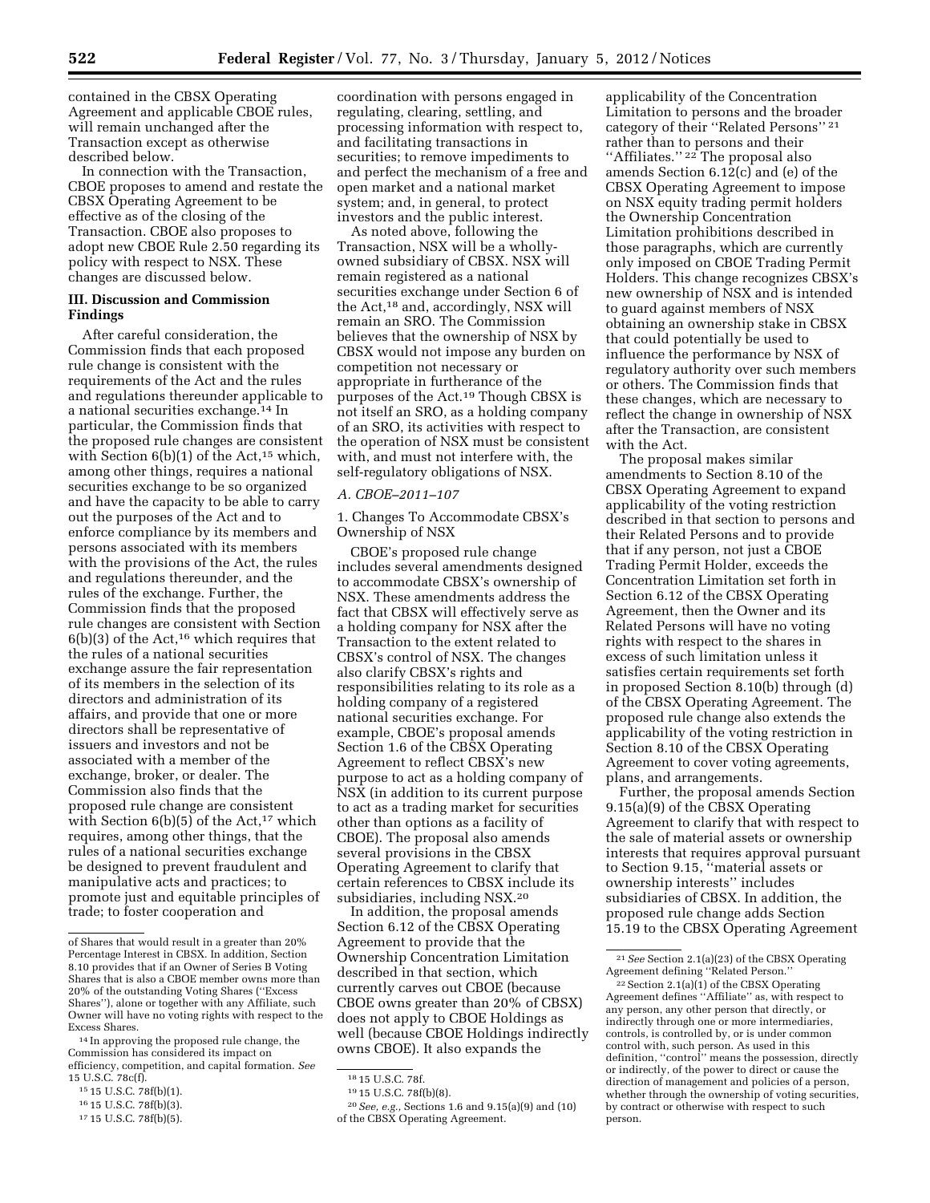contained in the CBSX Operating Agreement and applicable CBOE rules, will remain unchanged after the Transaction except as otherwise described below.

In connection with the Transaction, CBOE proposes to amend and restate the CBSX Operating Agreement to be effective as of the closing of the Transaction. CBOE also proposes to adopt new CBOE Rule 2.50 regarding its policy with respect to NSX. These changes are discussed below.

## III. Discussion and Commission Findings

After careful consideration, the Commission finds that each proposed rule change is consistent with the requirements of the Act and the rules and regulations thereunder applicable to a national securities exchange.[14] In particular, the Commission finds that the proposed rule changes are consistent with Section 6(b)(1) of the Act,[15] which, among other things, requires a national securities exchange to be so organized and have the capacity to be able to carry out the purposes of the Act and to enforce compliance by its members and persons associated with its members with the provisions of the Act, the rules and regulations thereunder, and the rules of the exchange. Further, the Commission finds that the proposed rule changes are consistent with Section 6(b)(3) of the Act,[16] which requires that the rules of a national securities exchange assure the fair representation of its members in the selection of its directors and administration of its affairs, and provide that one or more directors shall be representative of issuers and investors and not be associated with a member of the exchange, broker, or dealer. The Commission also finds that the proposed rule change are consistent with Section 6(b)(5) of the Act,[17] which requires, among other things, that the rules of a national securities exchange be designed to prevent fraudulent and manipulative acts and practices; to promote just and equitable principles of trade; to foster cooperation and coordination with persons engaged in regulating, clearing, settling, and processing information with respect to, and facilitating transactions in securities; to remove impediments to and perfect the mechanism of a free and open market and a national market system; and, in general, to protect investors and the public interest.

As noted above, following the Transaction, NSX will be a wholly-owned subsidiary of CBSX. NSX will remain registered as a national securities exchange under Section 6 of the Act,[18] and, accordingly, NSX will remain an SRO. The Commission believes that the ownership of NSX by CBSX would not impose any burden on competition not necessary or appropriate in furtherance of the purposes of the Act.[19] Though CBSX is not itself an SRO, as a holding company of an SRO, its activities with respect to the operation of NSX must be consistent with, and must not interfere with, the self-regulatory obligations of NSX.

### A. CBOE–2011–107

#### 1. Changes To Accommodate CBSX's Ownership of NSX

CBOE's proposed rule change includes several amendments designed to accommodate CBSX's ownership of NSX. These amendments address the fact that CBSX will effectively serve as a holding company for NSX after the Transaction to the extent related to CBSX's control of NSX. The changes also clarify CBSX's rights and responsibilities relating to its role as a holding company of a registered national securities exchange. For example, CBOE's proposal amends Section 1.6 of the CBSX Operating Agreement to reflect CBSX's new purpose to act as a holding company of NSX (in addition to its current purpose to act as a trading market for securities other than options as a facility of CBOE). The proposal also amends several provisions in the CBSX Operating Agreement to clarify that certain references to CBSX include its subsidiaries, including NSX.[20]

In addition, the proposal amends Section 6.12 of the CBSX Operating Agreement to provide that the Ownership Concentration Limitation described in that section, which currently carves out CBOE (because CBOE owns greater than 20% of CBSX) does not apply to CBOE Holdings as well (because CBOE Holdings indirectly owns CBOE). It also expands the applicability of the Concentration Limitation to persons and the broader category of their "Related Persons"[21] rather than to persons and their "Affiliates."[22] The proposal also amends Section 6.12(c) and (e) of the CBSX Operating Agreement to impose on NSX equity trading permit holders the Ownership Concentration Limitation prohibitions described in those paragraphs, which are currently only imposed on CBOE Trading Permit Holders. This change recognizes CBSX's new ownership of NSX and is intended to guard against members of NSX obtaining an ownership stake in CBSX that could potentially be used to influence the performance by NSX of regulatory authority over such members or others. The Commission finds that these changes, which are necessary to reflect the change in ownership of NSX after the Transaction, are consistent with the Act.

The proposal makes similar amendments to Section 8.10 of the CBSX Operating Agreement to expand applicability of the voting restriction described in that section to persons and their Related Persons and to provide that if any person, not just a CBOE Trading Permit Holder, exceeds the Concentration Limitation set forth in Section 6.12 of the CBSX Operating Agreement, then the Owner and its Related Persons will have no voting rights with respect to the shares in excess of such limitation unless it satisfies certain requirements set forth in proposed Section 8.10(b) through (d) of the CBSX Operating Agreement. The proposed rule change also extends the applicability of the voting restriction in Section 8.10 of the CBSX Operating Agreement to cover voting agreements, plans, and arrangements.

Further, the proposal amends Section 9.15(a)(9) of the CBSX Operating Agreement to clarify that with respect to the sale of material assets or ownership interests that requires approval pursuant to Section 9.15, "material assets or ownership interests" includes subsidiaries of CBSX. In addition, the proposed rule change adds Section 15.19 to the CBSX Operating Agreement

---

of Shares that would result in a greater than 20% Percentage Interest in CBSX. In addition, Section 8.10 provides that if an Owner of Series B Voting Shares that is also a CBOE member owns more than 20% of the outstanding Voting Shares ("Excess Shares"), alone or together with any Affiliate, such Owner will have no voting rights with respect to the Excess Shares.

[14] In approving the proposed rule change, the Commission has considered its impact on efficiency, competition, and capital formation. *See* 15 U.S.C. 78c(f).

[15] 15 U.S.C. 78f(b)(1).

[16] 15 U.S.C. 78f(b)(3).

[17] 15 U.S.C. 78f(b)(5).

[18] 15 U.S.C. 78f.

[19] 15 U.S.C. 78f(b)(8).

[20] *See, e.g.,* Sections 1.6 and 9.15(a)(9) and (10) of the CBSX Operating Agreement.

[21] *See* Section 2.1(a)(23) of the CBSX Operating Agreement defining "Related Person."

[22] Section 2.1(a)(1) of the CBSX Operating Agreement defines "Affiliate" as, with respect to any person, any other person that directly, or indirectly through one or more intermediaries, controls, is controlled by, or is under common control with, such person. As used in this definition, "control" means the possession, directly or indirectly, of the power to direct or cause the direction of management and policies of a person, whether through the ownership of voting securities, by contract or otherwise with respect to such person.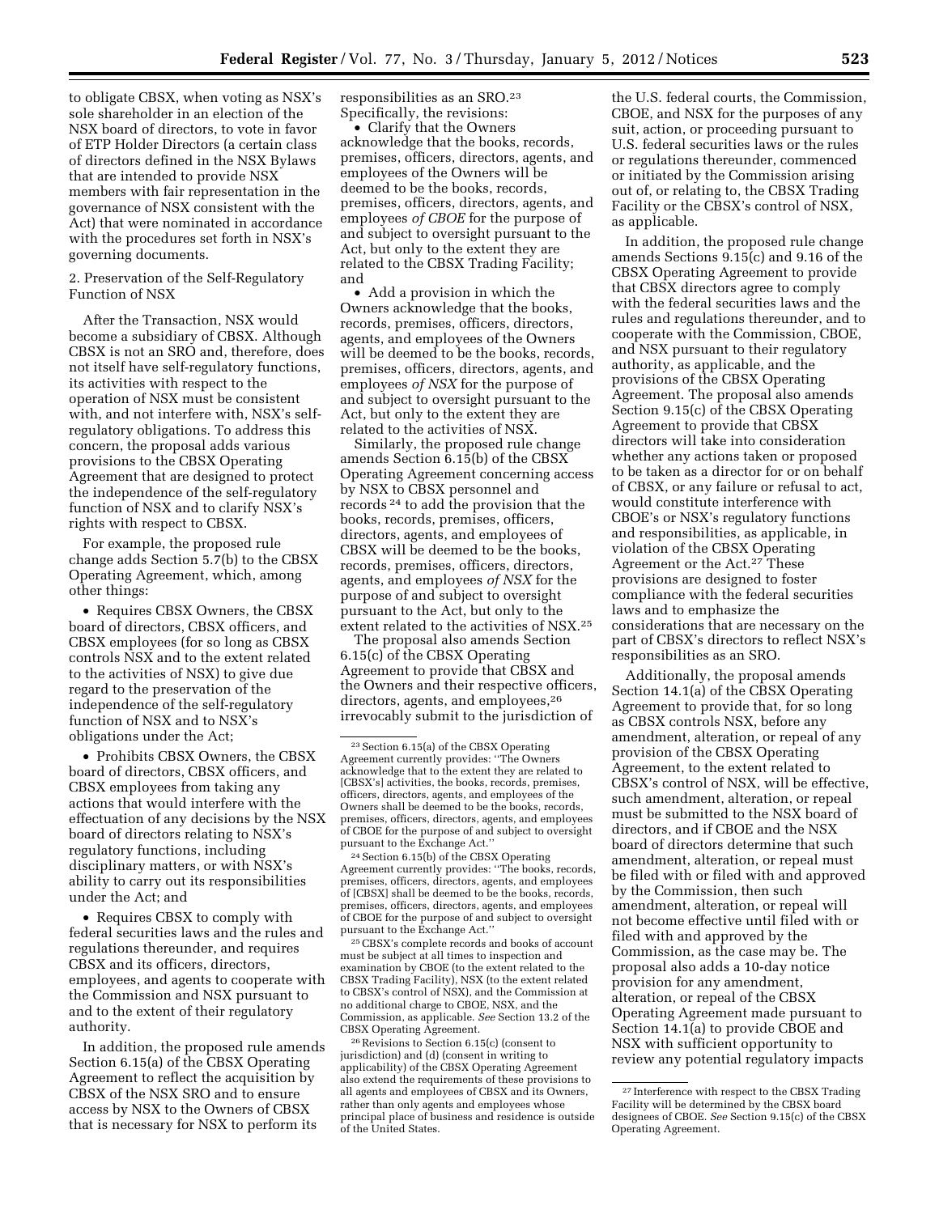to obligate CBSX, when voting as NSX's sole shareholder in an election of the NSX board of directors, to vote in favor of ETP Holder Directors (a certain class of directors defined in the NSX Bylaws that are intended to provide NSX members with fair representation in the governance of NSX consistent with the Act) that were nominated in accordance with the procedures set forth in NSX's governing documents.

2. Preservation of the Self-Regulatory Function of NSX

After the Transaction, NSX would become a subsidiary of CBSX. Although CBSX is not an SRO and, therefore, does not itself have self-regulatory functions, its activities with respect to the operation of NSX must be consistent with, and not interfere with, NSX's self-regulatory obligations. To address this concern, the proposal adds various provisions to the CBSX Operating Agreement that are designed to protect the independence of the self-regulatory function of NSX and to clarify NSX's rights with respect to CBSX.

For example, the proposed rule change adds Section 5.7(b) to the CBSX Operating Agreement, which, among other things:

- Requires CBSX Owners, the CBSX board of directors, CBSX officers, and CBSX employees (for so long as CBSX controls NSX and to the extent related to the activities of NSX) to give due regard to the preservation of the independence of the self-regulatory function of NSX and to NSX's obligations under the Act;
- Prohibits CBSX Owners, the CBSX board of directors, CBSX officers, and CBSX employees from taking any actions that would interfere with the effectuation of any decisions by the NSX board of directors relating to NSX's regulatory functions, including disciplinary matters, or with NSX's ability to carry out its responsibilities under the Act; and
- Requires CBSX to comply with federal securities laws and the rules and regulations thereunder, and requires CBSX and its officers, directors, employees, and agents to cooperate with the Commission and NSX pursuant to and to the extent of their regulatory authority.

In addition, the proposed rule amends Section 6.15(a) of the CBSX Operating Agreement to reflect the acquisition by CBSX of the NSX SRO and to ensure access by NSX to the Owners of CBSX that is necessary for NSX to perform its responsibilities as an SRO.[23] Specifically, the revisions:

- Clarify that the Owners acknowledge that the books, records, premises, officers, directors, agents, and employees of the Owners will be deemed to be the books, records, premises, officers, directors, agents, and employees *of CBOE* for the purpose of and subject to oversight pursuant to the Act, but only to the extent they are related to the CBSX Trading Facility; and
- Add a provision in which the Owners acknowledge that the books, records, premises, officers, directors, agents, and employees of the Owners will be deemed to be the books, records, premises, officers, directors, agents, and employees *of NSX* for the purpose of and subject to oversight pursuant to the Act, but only to the extent they are related to the activities of NSX.

Similarly, the proposed rule change amends Section 6.15(b) of the CBSX Operating Agreement concerning access by NSX to CBSX personnel and records[24] to add the provision that the books, records, premises, officers, directors, agents, and employees of CBSX will be deemed to be the books, records, premises, officers, directors, agents, and employees *of NSX* for the purpose of and subject to oversight pursuant to the Act, but only to the extent related to the activities of NSX.[25]

The proposal also amends Section 6.15(c) of the CBSX Operating Agreement to provide that CBSX and the Owners and their respective officers, directors, agents, and employees,[26] irrevocably submit to the jurisdiction of the U.S. federal courts, the Commission, CBOE, and NSX for the purposes of any suit, action, or proceeding pursuant to U.S. federal securities laws or the rules or regulations thereunder, commenced or initiated by the Commission arising out of, or relating to, the CBSX Trading Facility or the CBSX's control of NSX, as applicable.

In addition, the proposed rule change amends Sections 9.15(c) and 9.16 of the CBSX Operating Agreement to provide that CBSX directors agree to comply with the federal securities laws and the rules and regulations thereunder, and to cooperate with the Commission, CBOE, and NSX pursuant to their regulatory authority, as applicable, and the provisions of the CBSX Operating Agreement. The proposal also amends Section 9.15(c) of the CBSX Operating Agreement to provide that CBSX directors will take into consideration whether any actions taken or proposed to be taken as a director for or on behalf of CBSX, or any failure or refusal to act, would constitute interference with CBOE's or NSX's regulatory functions and responsibilities, as applicable, in violation of the CBSX Operating Agreement or the Act.[27] These provisions are designed to foster compliance with the federal securities laws and to emphasize the considerations that are necessary on the part of CBSX's directors to reflect NSX's responsibilities as an SRO.

Additionally, the proposal amends Section 14.1(a) of the CBSX Operating Agreement to provide that, for so long as CBSX controls NSX, before any amendment, alteration, or repeal of any provision of the CBSX Operating Agreement, to the extent related to CBSX's control of NSX, will be effective, such amendment, alteration, or repeal must be submitted to the NSX board of directors, and if CBOE and the NSX board of directors determine that such amendment, alteration, or repeal must be filed with or filed with and approved by the Commission, then such amendment, alteration, or repeal will not become effective until filed with or filed with and approved by the Commission, as the case may be. The proposal also adds a 10-day notice provision for any amendment, alteration, or repeal of the CBSX Operating Agreement made pursuant to Section 14.1(a) to provide CBOE and NSX with sufficient opportunity to review any potential regulatory impacts

---

[23] Section 6.15(a) of the CBSX Operating Agreement currently provides: "The Owners acknowledge that to the extent they are related to [CBSX's] activities, the books, records, premises, officers, directors, agents, and employees of the Owners shall be deemed to be the books, records, premises, officers, directors, agents, and employees of CBOE for the purpose of and subject to oversight pursuant to the Exchange Act."

[24] Section 6.15(b) of the CBSX Operating Agreement currently provides: "The books, records, premises, officers, directors, agents, and employees of [CBSX] shall be deemed to be the books, records, premises, officers, directors, agents, and employees of CBOE for the purpose of and subject to oversight pursuant to the Exchange Act."

[25] CBSX's complete records and books of account must be subject at all times to inspection and examination by CBOE (to the extent related to the CBSX Trading Facility), NSX (to the extent related to CBSX's control of NSX), and the Commission at no additional charge to CBOE, NSX, and the Commission, as applicable. *See* Section 13.2 of the CBSX Operating Agreement.

[26] Revisions to Section 6.15(c) (consent to jurisdiction) and (d) (consent in writing to applicability) of the CBSX Operating Agreement also extend the requirements of these provisions to all agents and employees of CBSX and its Owners, rather than only agents and employees whose principal place of business and residence is outside of the United States.

[27] Interference with respect to the CBSX Trading Facility will be determined by the CBSX board designees of CBOE. *See* Section 9.15(c) of the CBSX Operating Agreement.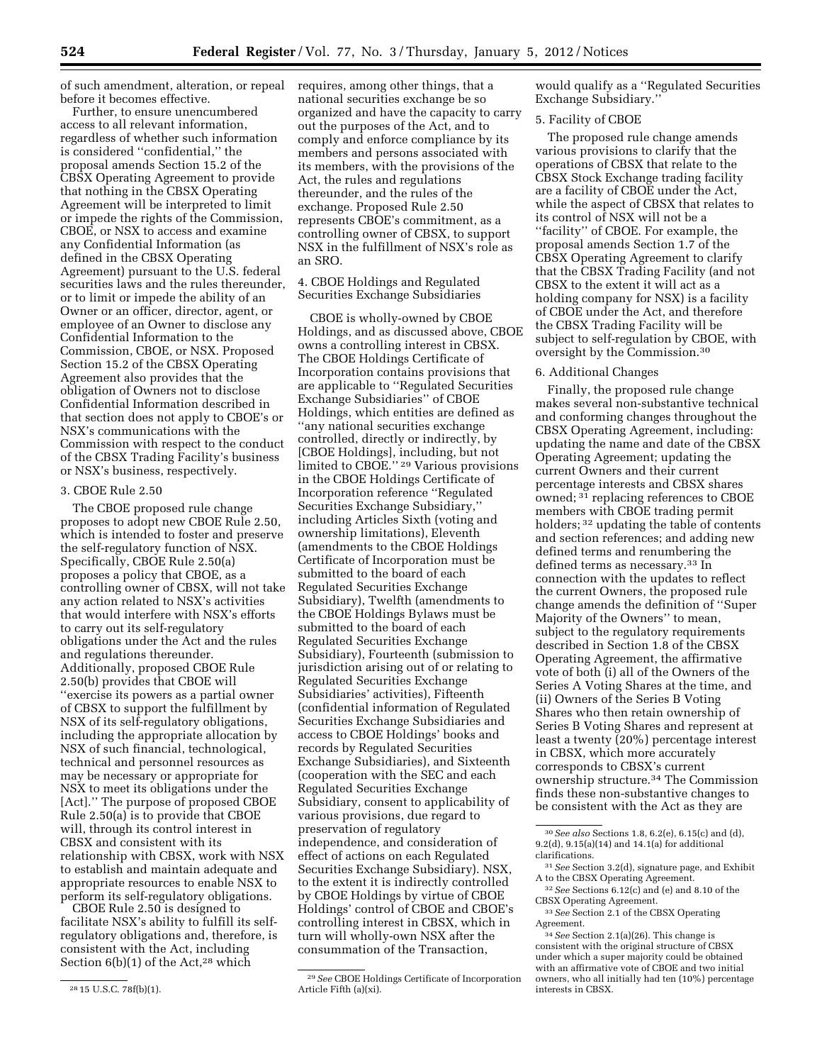of such amendment, alteration, or repeal before it becomes effective.

Further, to ensure unencumbered access to all relevant information, regardless of whether such information is considered ''confidential,'' the proposal amends Section 15.2 of the CBSX Operating Agreement to provide that nothing in the CBSX Operating Agreement will be interpreted to limit or impede the rights of the Commission, CBOE, or NSX to access and examine any Confidential Information (as defined in the CBSX Operating Agreement) pursuant to the U.S. federal securities laws and the rules thereunder, or to limit or impede the ability of an Owner or an officer, director, agent, or employee of an Owner to disclose any Confidential Information to the Commission, CBOE, or NSX. Proposed Section 15.2 of the CBSX Operating Agreement also provides that the obligation of Owners not to disclose Confidential Information described in that section does not apply to CBOE's or NSX's communications with the Commission with respect to the conduct of the CBSX Trading Facility's business or NSX's business, respectively.

3. CBOE Rule 2.50

The CBOE proposed rule change proposes to adopt new CBOE Rule 2.50, which is intended to foster and preserve the self-regulatory function of NSX. Specifically, CBOE Rule 2.50(a) proposes a policy that CBOE, as a controlling owner of CBSX, will not take any action related to NSX's activities that would interfere with NSX's efforts to carry out its self-regulatory obligations under the Act and the rules and regulations thereunder. Additionally, proposed CBOE Rule 2.50(b) provides that CBOE will ''exercise its powers as a partial owner of CBSX to support the fulfillment by NSX of its self-regulatory obligations, including the appropriate allocation by NSX of such financial, technological, technical and personnel resources as may be necessary or appropriate for NSX to meet its obligations under the [Act].'' The purpose of proposed CBOE Rule 2.50(a) is to provide that CBOE will, through its control interest in CBSX and consistent with its relationship with CBSX, work with NSX to establish and maintain adequate and appropriate resources to enable NSX to perform its self-regulatory obligations.

CBOE Rule 2.50 is designed to facilitate NSX's ability to fulfill its self-regulatory obligations and, therefore, is consistent with the Act, including Section 6(b)(1) of the Act,[28] which requires, among other things, that a national securities exchange be so organized and have the capacity to carry out the purposes of the Act, and to comply and enforce compliance by its members and persons associated with its members, with the provisions of the Act, the rules and regulations thereunder, and the rules of the exchange. Proposed Rule 2.50 represents CBOE's commitment, as a controlling owner of CBSX, to support NSX in the fulfillment of NSX's role as an SRO.

4. CBOE Holdings and Regulated Securities Exchange Subsidiaries

CBOE is wholly-owned by CBOE Holdings, and as discussed above, CBOE owns a controlling interest in CBSX. The CBOE Holdings Certificate of Incorporation contains provisions that are applicable to ''Regulated Securities Exchange Subsidiaries'' of CBOE Holdings, which entities are defined as ''any national securities exchange controlled, directly or indirectly, by [CBOE Holdings], including, but not limited to CBOE.'' [29] Various provisions in the CBOE Holdings Certificate of Incorporation reference ''Regulated Securities Exchange Subsidiary,'' including Articles Sixth (voting and ownership limitations), Eleventh (amendments to the CBOE Holdings Certificate of Incorporation must be submitted to the board of each Regulated Securities Exchange Subsidiary), Twelfth (amendments to the CBOE Holdings Bylaws must be submitted to the board of each Regulated Securities Exchange Subsidiary), Fourteenth (submission to jurisdiction arising out of or relating to Regulated Securities Exchange Subsidiaries' activities), Fifteenth (confidential information of Regulated Securities Exchange Subsidiaries and access to CBOE Holdings' books and records by Regulated Securities Exchange Subsidiaries), and Sixteenth (cooperation with the SEC and each Regulated Securities Exchange Subsidiary, consent to applicability of various provisions, due regard to preservation of regulatory independence, and consideration of effect of actions on each Regulated Securities Exchange Subsidiary). NSX, to the extent it is indirectly controlled by CBOE Holdings by virtue of CBOE Holdings' control of CBOE and CBOE's controlling interest in CBSX, which in turn will wholly-own NSX after the consummation of the Transaction, would qualify as a ''Regulated Securities Exchange Subsidiary.''

5. Facility of CBOE

The proposed rule change amends various provisions to clarify that the operations of CBSX that relate to the CBSX Stock Exchange trading facility are a facility of CBOE under the Act, while the aspect of CBSX that relates to its control of NSX will not be a ''facility'' of CBOE. For example, the proposal amends Section 1.7 of the CBSX Operating Agreement to clarify that the CBSX Trading Facility (and not CBSX to the extent it will act as a holding company for NSX) is a facility of CBOE under the Act, and therefore the CBSX Trading Facility will be subject to self-regulation by CBOE, with oversight by the Commission.[30]

6. Additional Changes

Finally, the proposed rule change makes several non-substantive technical and conforming changes throughout the CBSX Operating Agreement, including: updating the name and date of the CBSX Operating Agreement; updating the current Owners and their current percentage interests and CBSX shares owned; [31] replacing references to CBOE members with CBOE trading permit holders; [32] updating the table of contents and section references; and adding new defined terms and renumbering the defined terms as necessary.[33] In connection with the updates to reflect the current Owners, the proposed rule change amends the definition of ''Super Majority of the Owners'' to mean, subject to the regulatory requirements described in Section 1.8 of the CBSX Operating Agreement, the affirmative vote of both (i) all of the Owners of the Series A Voting Shares at the time, and (ii) Owners of the Series B Voting Shares who then retain ownership of Series B Voting Shares and represent at least a twenty (20%) percentage interest in CBSX, which more accurately corresponds to CBSX's current ownership structure.[34] The Commission finds these non-substantive changes to be consistent with the Act as they are

---

[28] 15 U.S.C. 78f(b)(1).

[29] *See* CBOE Holdings Certificate of Incorporation Article Fifth (a)(xi).

[30] *See also* Sections 1.8, 6.2(e), 6.15(c) and (d), 9.2(d), 9.15(a)(14) and 14.1(a) for additional clarifications.

[31] *See* Section 3.2(d), signature page, and Exhibit A to the CBSX Operating Agreement.

[32] *See* Sections 6.12(c) and (e) and 8.10 of the CBSX Operating Agreement.

[33] *See* Section 2.1 of the CBSX Operating Agreement.

[34] *See* Section 2.1(a)(26). This change is consistent with the original structure of CBSX under which a super majority could be obtained with an affirmative vote of CBOE and two initial owners, who all initially had ten (10%) percentage interests in CBSX.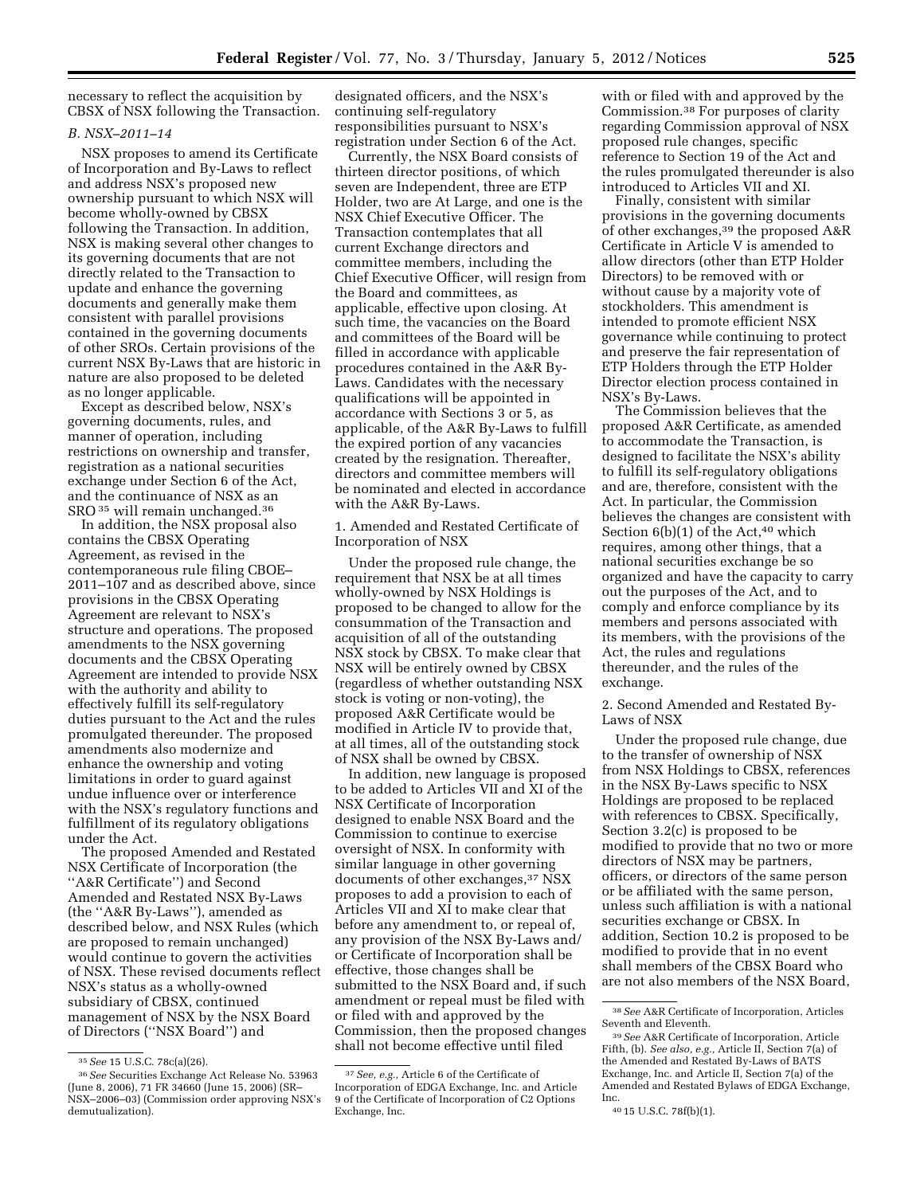necessary to reflect the acquisition by CBSX of NSX following the Transaction.

*B. NSX–2011–14*

NSX proposes to amend its Certificate of Incorporation and By-Laws to reflect and address NSX's proposed new ownership pursuant to which NSX will become wholly-owned by CBSX following the Transaction. In addition, NSX is making several other changes to its governing documents that are not directly related to the Transaction to update and enhance the governing documents and generally make them consistent with parallel provisions contained in the governing documents of other SROs. Certain provisions of the current NSX By-Laws that are historic in nature are also proposed to be deleted as no longer applicable.

Except as described below, NSX's governing documents, rules, and manner of operation, including restrictions on ownership and transfer, registration as a national securities exchange under Section 6 of the Act, and the continuance of NSX as an SRO [35] will remain unchanged.[36]

In addition, the NSX proposal also contains the CBSX Operating Agreement, as revised in the contemporaneous rule filing CBOE–2011–107 and as described above, since provisions in the CBSX Operating Agreement are relevant to NSX's structure and operations. The proposed amendments to the NSX governing documents and the CBSX Operating Agreement are intended to provide NSX with the authority and ability to effectively fulfill its self-regulatory duties pursuant to the Act and the rules promulgated thereunder. The proposed amendments also modernize and enhance the ownership and voting limitations in order to guard against undue influence over or interference with the NSX's regulatory functions and fulfillment of its regulatory obligations under the Act.

The proposed Amended and Restated NSX Certificate of Incorporation (the ''A&R Certificate'') and Second Amended and Restated NSX By-Laws (the ''A&R By-Laws''), amended as described below, and NSX Rules (which are proposed to remain unchanged) would continue to govern the activities of NSX. These revised documents reflect NSX's status as a wholly-owned subsidiary of CBSX, continued management of NSX by the NSX Board of Directors (''NSX Board'') and designated officers, and the NSX's continuing self-regulatory responsibilities pursuant to NSX's registration under Section 6 of the Act.

Currently, the NSX Board consists of thirteen director positions, of which seven are Independent, three are ETP Holder, two are At Large, and one is the NSX Chief Executive Officer. The Transaction contemplates that all current Exchange directors and committee members, including the Chief Executive Officer, will resign from the Board and committees, as applicable, effective upon closing. At such time, the vacancies on the Board and committees of the Board will be filled in accordance with applicable procedures contained in the A&R By-Laws. Candidates with the necessary qualifications will be appointed in accordance with Sections 3 or 5, as applicable, of the A&R By-Laws to fulfill the expired portion of any vacancies created by the resignation. Thereafter, directors and committee members will be nominated and elected in accordance with the A&R By-Laws.

1. Amended and Restated Certificate of Incorporation of NSX

Under the proposed rule change, the requirement that NSX be at all times wholly-owned by NSX Holdings is proposed to be changed to allow for the consummation of the Transaction and acquisition of all of the outstanding NSX stock by CBSX. To make clear that NSX will be entirely owned by CBSX (regardless of whether outstanding NSX stock is voting or non-voting), the proposed A&R Certificate would be modified in Article IV to provide that, at all times, all of the outstanding stock of NSX shall be owned by CBSX.

In addition, new language is proposed to be added to Articles VII and XI of the NSX Certificate of Incorporation designed to enable NSX Board and the Commission to continue to exercise oversight of NSX. In conformity with similar language in other governing documents of other exchanges,[37] NSX proposes to add a provision to each of Articles VII and XI to make clear that before any amendment to, or repeal of, any provision of the NSX By-Laws and/or Certificate of Incorporation shall be effective, those changes shall be submitted to the NSX Board and, if such amendment or repeal must be filed with or filed with and approved by the Commission, then the proposed changes shall not become effective until filed with or filed with and approved by the Commission.[38] For purposes of clarity regarding Commission approval of NSX proposed rule changes, specific reference to Section 19 of the Act and the rules promulgated thereunder is also introduced to Articles VII and XI.

Finally, consistent with similar provisions in the governing documents of other exchanges,[39] the proposed A&R Certificate in Article V is amended to allow directors (other than ETP Holder Directors) to be removed with or without cause by a majority vote of stockholders. This amendment is intended to promote efficient NSX governance while continuing to protect and preserve the fair representation of ETP Holders through the ETP Holder Director election process contained in NSX's By-Laws.

The Commission believes that the proposed A&R Certificate, as amended to accommodate the Transaction, is designed to facilitate the NSX's ability to fulfill its self-regulatory obligations and are, therefore, consistent with the Act. In particular, the Commission believes the changes are consistent with Section 6(b)(1) of the Act,[40] which requires, among other things, that a national securities exchange be so organized and have the capacity to carry out the purposes of the Act, and to comply and enforce compliance by its members and persons associated with its members, with the provisions of the Act, the rules and regulations thereunder, and the rules of the exchange.

2. Second Amended and Restated By-Laws of NSX

Under the proposed rule change, due to the transfer of ownership of NSX from NSX Holdings to CBSX, references in the NSX By-Laws specific to NSX Holdings are proposed to be replaced with references to CBSX. Specifically, Section 3.2(c) is proposed to be modified to provide that no two or more directors of NSX may be partners, officers, or directors of the same person or be affiliated with the same person, unless such affiliation is with a national securities exchange or CBSX. In addition, Section 10.2 is proposed to be modified to provide that in no event shall members of the CBSX Board who are not also members of the NSX Board,

---

[35] *See* 15 U.S.C. 78c(a)(26).

[36] *See* Securities Exchange Act Release No. 53963 (June 8, 2006), 71 FR 34660 (June 15, 2006) (SR–NSX–2006–03) (Commission order approving NSX's demutualization).

[37] *See, e.g.,* Article 6 of the Certificate of Incorporation of EDGA Exchange, Inc. and Article 9 of the Certificate of Incorporation of C2 Options Exchange, Inc.

[38] *See* A&R Certificate of Incorporation, Articles Seventh and Eleventh.

[39] *See* A&R Certificate of Incorporation, Article Fifth, (b). *See also, e.g.,* Article II, Section 7(a) of the Amended and Restated By-Laws of BATS Exchange, Inc. and Article II, Section 7(a) of the Amended and Restated Bylaws of EDGA Exchange, Inc.

[40] 15 U.S.C. 78f(b)(1).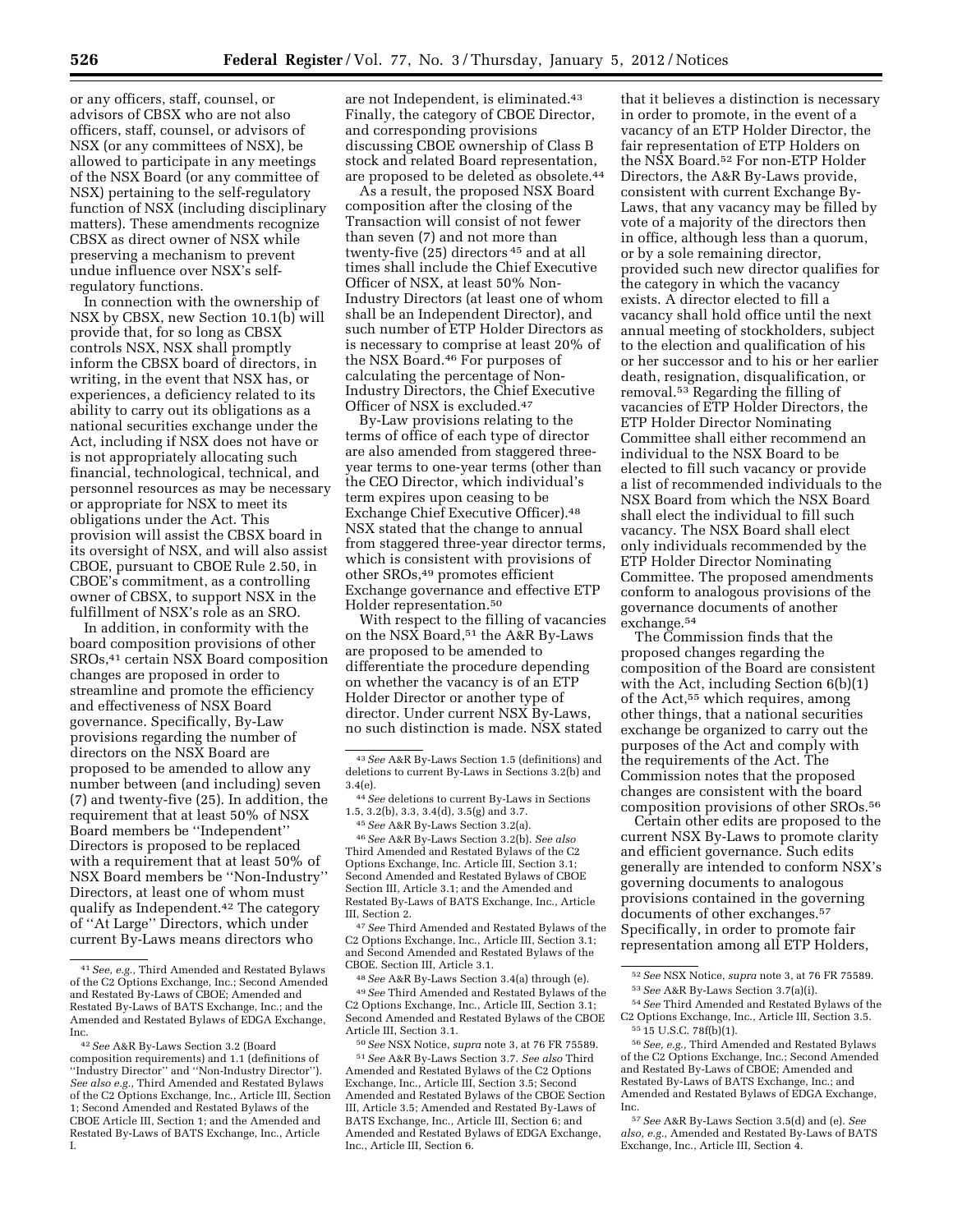or any officers, staff, counsel, or advisors of CBSX who are not also officers, staff, counsel, or advisors of NSX (or any committees of NSX), be allowed to participate in any meetings of the NSX Board (or any committee of NSX) pertaining to the self-regulatory function of NSX (including disciplinary matters). These amendments recognize CBSX as direct owner of NSX while preserving a mechanism to prevent undue influence over NSX's self-regulatory functions.

In connection with the ownership of NSX by CBSX, new Section 10.1(b) will provide that, for so long as CBSX controls NSX, NSX shall promptly inform the CBSX board of directors, in writing, in the event that NSX has, or experiences, a deficiency related to its ability to carry out its obligations as a national securities exchange under the Act, including if NSX does not have or is not appropriately allocating such financial, technological, technical, and personnel resources as may be necessary or appropriate for NSX to meet its obligations under the Act. This provision will assist the CBSX board in its oversight of NSX, and will also assist CBOE, pursuant to CBOE Rule 2.50, in CBOE's commitment, as a controlling owner of CBSX, to support NSX in the fulfillment of NSX's role as an SRO.

In addition, in conformity with the board composition provisions of other SROs,[41] certain NSX Board composition changes are proposed in order to streamline and promote the efficiency and effectiveness of NSX Board governance. Specifically, By-Law provisions regarding the number of directors on the NSX Board are proposed to be amended to allow any number between (and including) seven (7) and twenty-five (25). In addition, the requirement that at least 50% of NSX Board members be ''Independent'' Directors is proposed to be replaced with a requirement that at least 50% of NSX Board members be ''Non-Industry'' Directors, at least one of whom must qualify as Independent.[42] The category of ''At Large'' Directors, which under current By-Laws means directors who are not Independent, is eliminated.[43] Finally, the category of CBOE Director, and corresponding provisions discussing CBOE ownership of Class B stock and related Board representation, are proposed to be deleted as obsolete.[44]

As a result, the proposed NSX Board composition after the closing of the Transaction will consist of not fewer than seven (7) and not more than twenty-five (25) directors[45] and at all times shall include the Chief Executive Officer of NSX, at least 50% Non-Industry Directors (at least one of whom shall be an Independent Director), and such number of ETP Holder Directors as is necessary to comprise at least 20% of the NSX Board.[46] For purposes of calculating the percentage of Non-Industry Directors, the Chief Executive Officer of NSX is excluded.[47]

By-Law provisions relating to the terms of office of each type of director are also amended from staggered three-year terms to one-year terms (other than the CEO Director, which individual's term expires upon ceasing to be Exchange Chief Executive Officer).[48] NSX stated that the change to annual from staggered three-year director terms, which is consistent with provisions of other SROs,[49] promotes efficient Exchange governance and effective ETP Holder representation.[50]

With respect to the filling of vacancies on the NSX Board,[51] the A&R By-Laws are proposed to be amended to differentiate the procedure depending on whether the vacancy is of an ETP Holder Director or another type of director. Under current NSX By-Laws, no such distinction is made. NSX stated that it believes a distinction is necessary in order to promote, in the event of a vacancy of an ETP Holder Director, the fair representation of ETP Holders on the NSX Board.[52] For non-ETP Holder Directors, the A&R By-Laws provide, consistent with current Exchange By-Laws, that any vacancy may be filled by vote of a majority of the directors then in office, although less than a quorum, or by a sole remaining director, provided such new director qualifies for the category in which the vacancy exists. A director elected to fill a vacancy shall hold office until the next annual meeting of stockholders, subject to the election and qualification of his or her successor and to his or her earlier death, resignation, disqualification, or removal.[53] Regarding the filling of vacancies of ETP Holder Directors, the ETP Holder Director Nominating Committee shall either recommend an individual to the NSX Board to be elected to fill such vacancy or provide a list of recommended individuals to the NSX Board from which the NSX Board shall elect the individual to fill such vacancy. The NSX Board shall elect only individuals recommended by the ETP Holder Director Nominating Committee. The proposed amendments conform to analogous provisions of the governance documents of another exchange.[54]

The Commission finds that the proposed changes regarding the composition of the Board are consistent with the Act, including Section 6(b)(1) of the Act,[55] which requires, among other things, that a national securities exchange be organized to carry out the purposes of the Act and comply with the requirements of the Act. The Commission notes that the proposed changes are consistent with the board composition provisions of other SROs.[56]

Certain other edits are proposed to the current NSX By-Laws to promote clarity and efficient governance. Such edits generally are intended to conform NSX's governing documents to analogous provisions contained in the governing documents of other exchanges.[57] Specifically, in order to promote fair representation among all ETP Holders,

---

[41] *See, e.g.,* Third Amended and Restated Bylaws of the C2 Options Exchange, Inc.; Second Amended and Restated By-Laws of CBOE; Amended and Restated By-Laws of BATS Exchange, Inc.; and the Amended and Restated Bylaws of EDGA Exchange, Inc.

[42] *See* A&R By-Laws Section 3.2 (Board composition requirements) and 1.1 (definitions of ''Industry Director'' and ''Non-Industry Director''). *See also e.g.,* Third Amended and Restated Bylaws of the C2 Options Exchange, Inc., Article III, Section 1; Second Amended and Restated Bylaws of the CBOE Article III, Section 1; and the Amended and Restated By-Laws of BATS Exchange, Inc., Article I.

[43] *See* A&R By-Laws Section 1.5 (definitions) and deletions to current By-Laws in Sections 3.2(b) and 3.4(e).

[44] *See* deletions to current By-Laws in Sections 1.5, 3.2(b), 3.3, 3.4(d), 3.5(g) and 3.7.

[45] *See* A&R By-Laws Section 3.2(a).

[46] *See* A&R By-Laws Section 3.2(b). *See also* Third Amended and Restated Bylaws of the C2 Options Exchange, Inc. Article III, Section 3.1; Second Amended and Restated Bylaws of CBOE Section III, Article 3.1; and the Amended and Restated By-Laws of BATS Exchange, Inc., Article III, Section 2.

[47] *See* Third Amended and Restated Bylaws of the C2 Options Exchange, Inc., Article III, Section 3.1; and Second Amended and Restated Bylaws of the CBOE. Section III, Article 3.1.

[48] *See* A&R By-Laws Section 3.4(a) through (e).

[49] *See* Third Amended and Restated Bylaws of the C2 Options Exchange, Inc., Article III, Section 3.1; Second Amended and Restated Bylaws of the CBOE Article III, Section 3.1.

[50] *See* NSX Notice, *supra* note 3, at 76 FR 75589.

[51] *See* A&R By-Laws Section 3.7. *See also* Third Amended and Restated Bylaws of the C2 Options Exchange, Inc., Article III, Section 3.5; Second Amended and Restated Bylaws of the CBOE Section III, Article 3.5; Amended and Restated By-Laws of BATS Exchange, Inc., Article III, Section 6; and Amended and Restated Bylaws of EDGA Exchange, Inc., Article III, Section 6.

[52] *See* NSX Notice, *supra* note 3, at 76 FR 75589.

[53] *See* A&R By-Laws Section 3.7(a)(i).

[54] *See* Third Amended and Restated Bylaws of the C2 Options Exchange, Inc., Article III, Section 3.5.

[55] 15 U.S.C. 78f(b)(1).

[56] *See, e.g.,* Third Amended and Restated Bylaws of the C2 Options Exchange, Inc.; Second Amended and Restated By-Laws of CBOE; Amended and Restated By-Laws of BATS Exchange, Inc.; and Amended and Restated Bylaws of EDGA Exchange, Inc.

[57] *See* A&R By-Laws Section 3.5(d) and (e). *See also, e.g.,* Amended and Restated By-Laws of BATS Exchange, Inc., Article III, Section 4.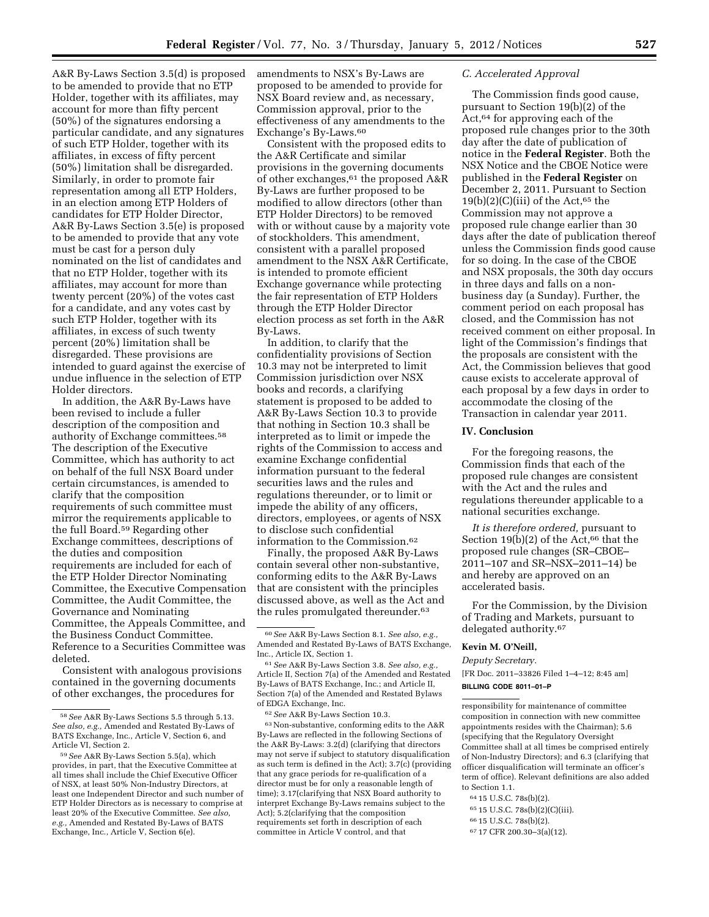A&R By-Laws Section 3.5(d) is proposed to be amended to provide that no ETP Holder, together with its affiliates, may account for more than fifty percent (50%) of the signatures endorsing a particular candidate, and any signatures of such ETP Holder, together with its affiliates, in excess of fifty percent (50%) limitation shall be disregarded. Similarly, in order to promote fair representation among all ETP Holders, in an election among ETP Holders of candidates for ETP Holder Director, A&R By-Laws Section 3.5(e) is proposed to be amended to provide that any vote must be cast for a person duly nominated on the list of candidates and that no ETP Holder, together with its affiliates, may account for more than twenty percent (20%) of the votes cast for a candidate, and any votes cast by such ETP Holder, together with its affiliates, in excess of such twenty percent (20%) limitation shall be disregarded. These provisions are intended to guard against the exercise of undue influence in the selection of ETP Holder directors.

In addition, the A&R By-Laws have been revised to include a fuller description of the composition and authority of Exchange committees.[58] The description of the Executive Committee, which has authority to act on behalf of the full NSX Board under certain circumstances, is amended to clarify that the composition requirements of such committee must mirror the requirements applicable to the full Board.[59] Regarding other Exchange committees, descriptions of the duties and composition requirements are included for each of the ETP Holder Director Nominating Committee, the Executive Compensation Committee, the Audit Committee, the Governance and Nominating Committee, the Appeals Committee, and the Business Conduct Committee. Reference to a Securities Committee was deleted.

Consistent with analogous provisions contained in the governing documents of other exchanges, the procedures for amendments to NSX's By-Laws are proposed to be amended to provide for NSX Board review and, as necessary, Commission approval, prior to the effectiveness of any amendments to the Exchange's By-Laws.[60]

Consistent with the proposed edits to the A&R Certificate and similar provisions in the governing documents of other exchanges,[61] the proposed A&R By-Laws are further proposed to be modified to allow directors (other than ETP Holder Directors) to be removed with or without cause by a majority vote of stockholders. This amendment, consistent with a parallel proposed amendment to the NSX A&R Certificate, is intended to promote efficient Exchange governance while protecting the fair representation of ETP Holders through the ETP Holder Director election process as set forth in the A&R By-Laws.

In addition, to clarify that the confidentiality provisions of Section 10.3 may not be interpreted to limit Commission jurisdiction over NSX books and records, a clarifying statement is proposed to be added to A&R By-Laws Section 10.3 to provide that nothing in Section 10.3 shall be interpreted as to limit or impede the rights of the Commission to access and examine Exchange confidential information pursuant to the federal securities laws and the rules and regulations thereunder, or to limit or impede the ability of any officers, directors, employees, or agents of NSX to disclose such confidential information to the Commission.[62]

Finally, the proposed A&R By-Laws contain several other non-substantive, conforming edits to the A&R By-Laws that are consistent with the principles discussed above, as well as the Act and the rules promulgated thereunder.[63]

### C. Accelerated Approval

The Commission finds good cause, pursuant to Section 19(b)(2) of the Act,[64] for approving each of the proposed rule changes prior to the 30th day after the date of publication of notice in the **Federal Register**. Both the NSX Notice and the CBOE Notice were published in the **Federal Register** on December 2, 2011. Pursuant to Section 19(b)(2)(C)(iii) of the Act,[65] the Commission may not approve a proposed rule change earlier than 30 days after the date of publication thereof unless the Commission finds good cause for so doing. In the case of the CBOE and NSX proposals, the 30th day occurs in three days and falls on a non-business day (a Sunday). Further, the comment period on each proposal has closed, and the Commission has not received comment on either proposal. In light of the Commission's findings that the proposals are consistent with the Act, the Commission believes that good cause exists to accelerate approval of each proposal by a few days in order to accommodate the closing of the Transaction in calendar year 2011.

## IV. Conclusion

For the foregoing reasons, the Commission finds that each of the proposed rule changes are consistent with the Act and the rules and regulations thereunder applicable to a national securities exchange.

*It is therefore ordered,* pursuant to Section 19(b)(2) of the Act,[66] that the proposed rule changes (SR–CBOE–2011–107 and SR–NSX–2011–14) be and hereby are approved on an accelerated basis.

For the Commission, by the Division of Trading and Markets, pursuant to delegated authority.[67]

**Kevin M. O'Neill,**

*Deputy Secretary.*

[FR Doc. 2011–33826 Filed 1–4–12; 8:45 am]

**BILLING CODE 8011–01–P**

---

[58] *See* A&R By-Laws Sections 5.5 through 5.13. *See also, e.g.,* Amended and Restated By-Laws of BATS Exchange, Inc., Article V, Section 6, and Article VI, Section 2.

[59] *See* A&R By-Laws Section 5.5(a), which provides, in part, that the Executive Committee at all times shall include the Chief Executive Officer of NSX, at least 50% Non-Industry Directors, at least one Independent Director and such number of ETP Holder Directors as is necessary to comprise at least 20% of the Executive Committee. *See also, e.g.,* Amended and Restated By-Laws of BATS Exchange, Inc., Article V, Section 6(e).

[60] *See* A&R By-Laws Section 8.1. *See also, e.g.,* Amended and Restated By-Laws of BATS Exchange, Inc., Article IX, Section 1.

[61] *See* A&R By-Laws Section 3.8. *See also, e.g.,* Article II, Section 7(a) of the Amended and Restated By-Laws of BATS Exchange, Inc.; and Article II, Section 7(a) of the Amended and Restated Bylaws of EDGA Exchange, Inc.

[62] *See* A&R By-Laws Section 10.3.

[63] Non-substantive, conforming edits to the A&R By-Laws are reflected in the following Sections of the A&R By-Laws: 3.2(d) (clarifying that directors may not serve if subject to statutory disqualification as such term is defined in the Act); 3.7(c) (providing that any grace periods for re-qualification of a director must be for only a reasonable length of time); 3.17(clarifying that NSX Board authority to interpret Exchange By-Laws remains subject to the Act); 5.2(clarifying that the composition requirements set forth in description of each committee in Article V control, and that responsibility for maintenance of committee composition in connection with new committee appointments resides with the Chairman); 5.6 (specifying that the Regulatory Oversight Committee shall at all times be comprised entirely of Non-Industry Directors); and 6.3 (clarifying that officer disqualification will terminate an officer's term of office). Relevant definitions are also added to Section 1.1.

[64] 15 U.S.C. 78s(b)(2).

[65] 15 U.S.C. 78s(b)(2)(C)(iii).

[66] 15 U.S.C. 78s(b)(2).

[67] 17 CFR 200.30–3(a)(12).